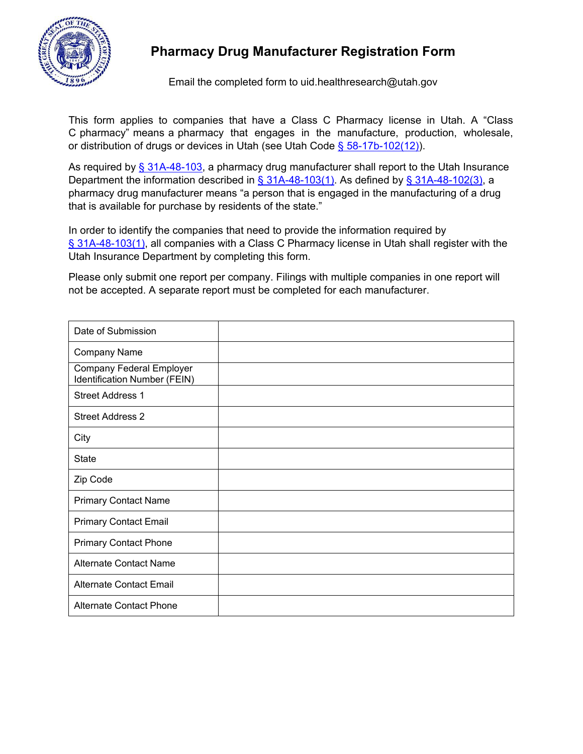# Pharmacy Drug Manufacturer Registration Form

Email the completed form to uid.healthresearch@utah.gov

This form applies to companies that have a Class C Pharmacy license in Utah. A "Class C pharmacy" means a pharmacy that engages in the manufacture, production, wholesale, or distribution of drugs or devices in Utah (see Utah Code § 58-17b-102(12)).

As required by § 31A-48-103, a pharmacy drug manufacturer shall report to the Utah Insurance Department the information described in § 31A-48-103(1). As defined by § 31A-48-102(3), a pharmacy drug manufacturer means "a person that is engaged in the manufacturing of a drug that is available for purchase by residents of the state."

In order to identify the companies that need to provide the information required by § 31A-48-103(1), all companies with a Class C Pharmacy license in Utah shall register with the Utah Insurance Department by completing this form.

Please only submit one report per company. Filings with multiple companies in one report will not be accepted. A separate report must be completed for each manufacturer.

| | |
|---|---|
| Date of Submission | |
| Company Name | |
| Company Federal Employer Identification Number (FEIN) | |
| Street Address 1 | |
| Street Address 2 | |
| City | |
| State | |
| Zip Code | |
| Primary Contact Name | |
| Primary Contact Email | |
| Primary Contact Phone | |
| Alternate Contact Name | |
| Alternate Contact Email | |
| Alternate Contact Phone | |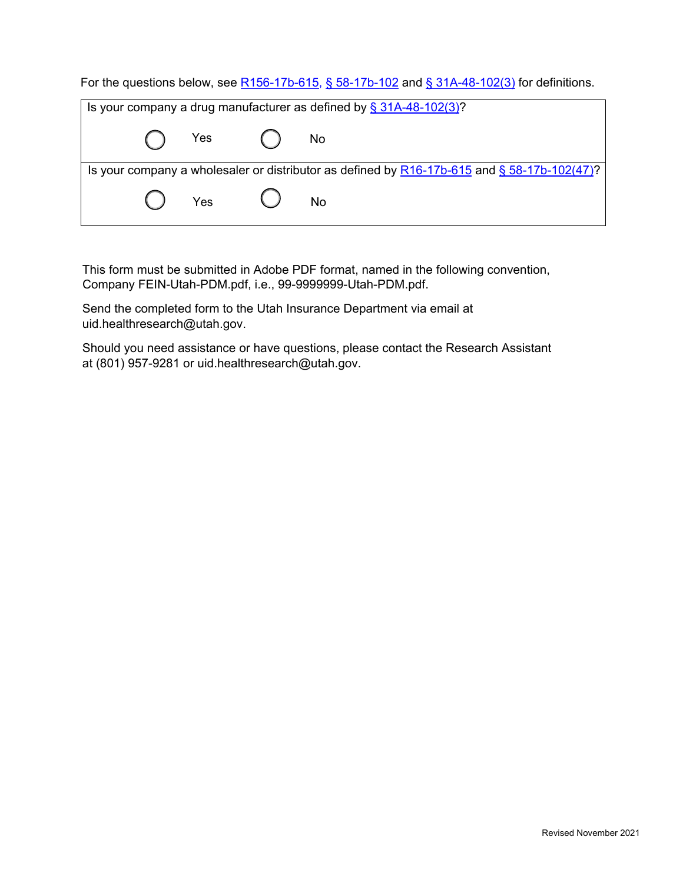For the questions below, see R156-17b-615, § 58-17b-102 and § 31A-48-102(3) for definitions.

| |
|---|
| Is your company a drug manufacturer as defined by § 31A-48-102(3)? |
| ◯ Yes ◯ No |
| Is your company a wholesaler or distributor as defined by R16-17b-615 and § 58-17b-102(47)? |
| ◯ Yes ◯ No |

This form must be submitted in Adobe PDF format, named in the following convention, Company FEIN-Utah-PDM.pdf, i.e., 99-9999999-Utah-PDM.pdf.

Send the completed form to the Utah Insurance Department via email at uid.healthresearch@utah.gov.

Should you need assistance or have questions, please contact the Research Assistant at (801) 957-9281 or uid.healthresearch@utah.gov.

Revised November 2021